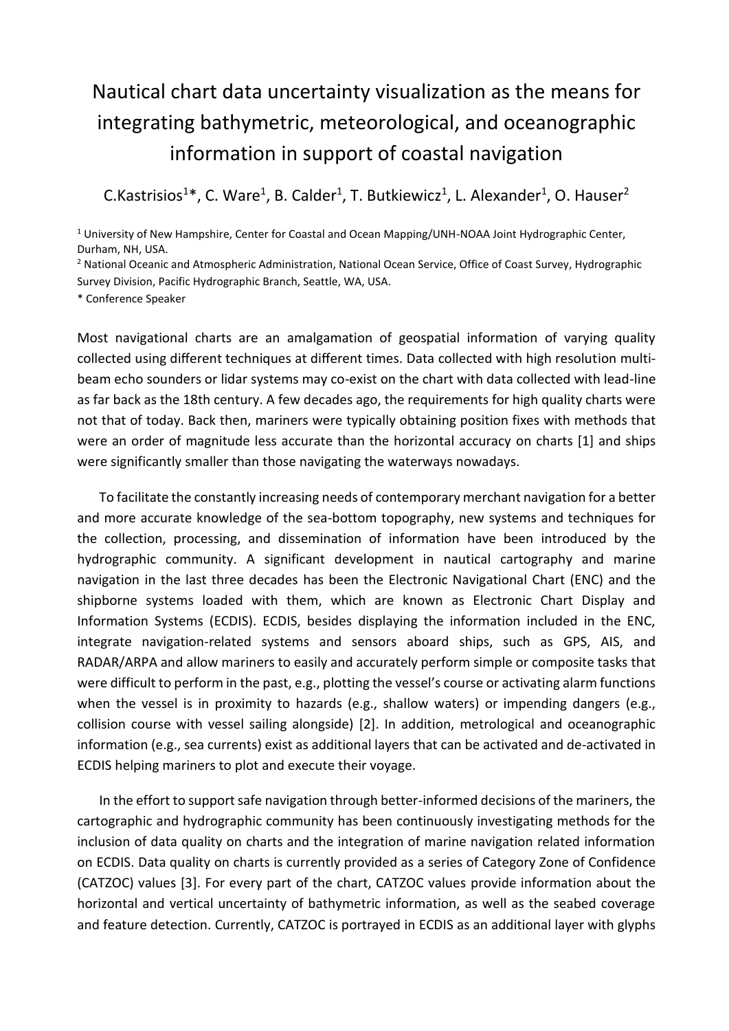# Nautical chart data uncertainty visualization as the means for integrating bathymetric, meteorological, and oceanographic information in support of coastal navigation

C.Kastrisios[1]*, C. Ware[1], B. Calder[1], T. Butkiewicz[1], L. Alexander[1], O. Hauser[2]

[1] University of New Hampshire, Center for Coastal and Ocean Mapping/UNH-NOAA Joint Hydrographic Center, Durham, NH, USA.

[2] National Oceanic and Atmospheric Administration, National Ocean Service, Office of Coast Survey, Hydrographic Survey Division, Pacific Hydrographic Branch, Seattle, WA, USA.

* Conference Speaker

Most navigational charts are an amalgamation of geospatial information of varying quality collected using different techniques at different times. Data collected with high resolution multi-beam echo sounders or lidar systems may co-exist on the chart with data collected with lead-line as far back as the 18th century. A few decades ago, the requirements for high quality charts were not that of today. Back then, mariners were typically obtaining position fixes with methods that were an order of magnitude less accurate than the horizontal accuracy on charts [1] and ships were significantly smaller than those navigating the waterways nowadays.

To facilitate the constantly increasing needs of contemporary merchant navigation for a better and more accurate knowledge of the sea-bottom topography, new systems and techniques for the collection, processing, and dissemination of information have been introduced by the hydrographic community. A significant development in nautical cartography and marine navigation in the last three decades has been the Electronic Navigational Chart (ENC) and the shipborne systems loaded with them, which are known as Electronic Chart Display and Information Systems (ECDIS). ECDIS, besides displaying the information included in the ENC, integrate navigation-related systems and sensors aboard ships, such as GPS, AIS, and RADAR/ARPA and allow mariners to easily and accurately perform simple or composite tasks that were difficult to perform in the past, e.g., plotting the vessel's course or activating alarm functions when the vessel is in proximity to hazards (e.g., shallow waters) or impending dangers (e.g., collision course with vessel sailing alongside) [2]. In addition, metrological and oceanographic information (e.g., sea currents) exist as additional layers that can be activated and de-activated in ECDIS helping mariners to plot and execute their voyage.

In the effort to support safe navigation through better-informed decisions of the mariners, the cartographic and hydrographic community has been continuously investigating methods for the inclusion of data quality on charts and the integration of marine navigation related information on ECDIS. Data quality on charts is currently provided as a series of Category Zone of Confidence (CATZOC) values [3]. For every part of the chart, CATZOC values provide information about the horizontal and vertical uncertainty of bathymetric information, as well as the seabed coverage and feature detection. Currently, CATZOC is portrayed in ECDIS as an additional layer with glyphs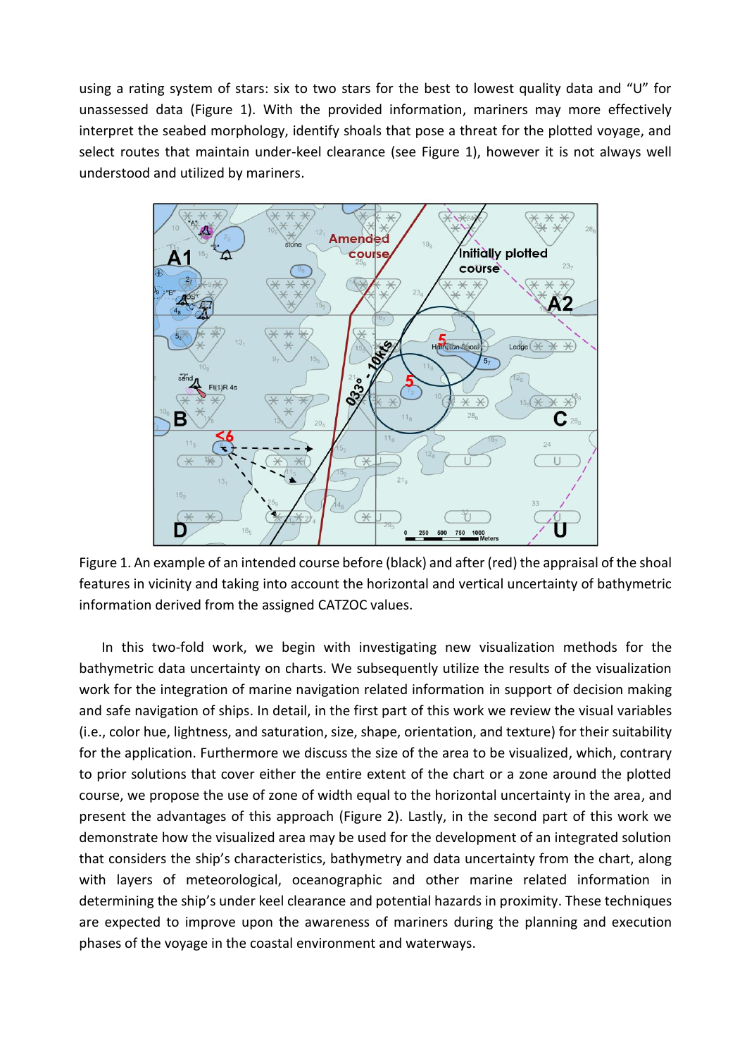using a rating system of stars: six to two stars for the best to lowest quality data and "U" for unassessed data (Figure 1). With the provided information, mariners may more effectively interpret the seabed morphology, identify shoals that pose a threat for the plotted voyage, and select routes that maintain under-keel clearance (see Figure 1), however it is not always well understood and utilized by mariners.

Figure 1. An example of an intended course before (black) and after (red) the appraisal of the shoal features in vicinity and taking into account the horizontal and vertical uncertainty of bathymetric information derived from the assigned CATZOC values.

In this two-fold work, we begin with investigating new visualization methods for the bathymetric data uncertainty on charts. We subsequently utilize the results of the visualization work for the integration of marine navigation related information in support of decision making and safe navigation of ships. In detail, in the first part of this work we review the visual variables (i.e., color hue, lightness, and saturation, size, shape, orientation, and texture) for their suitability for the application. Furthermore we discuss the size of the area to be visualized, which, contrary to prior solutions that cover either the entire extent of the chart or a zone around the plotted course, we propose the use of zone of width equal to the horizontal uncertainty in the area, and present the advantages of this approach (Figure 2). Lastly, in the second part of this work we demonstrate how the visualized area may be used for the development of an integrated solution that considers the ship's characteristics, bathymetry and data uncertainty from the chart, along with layers of meteorological, oceanographic and other marine related information in determining the ship's under keel clearance and potential hazards in proximity. These techniques are expected to improve upon the awareness of mariners during the planning and execution phases of the voyage in the coastal environment and waterways.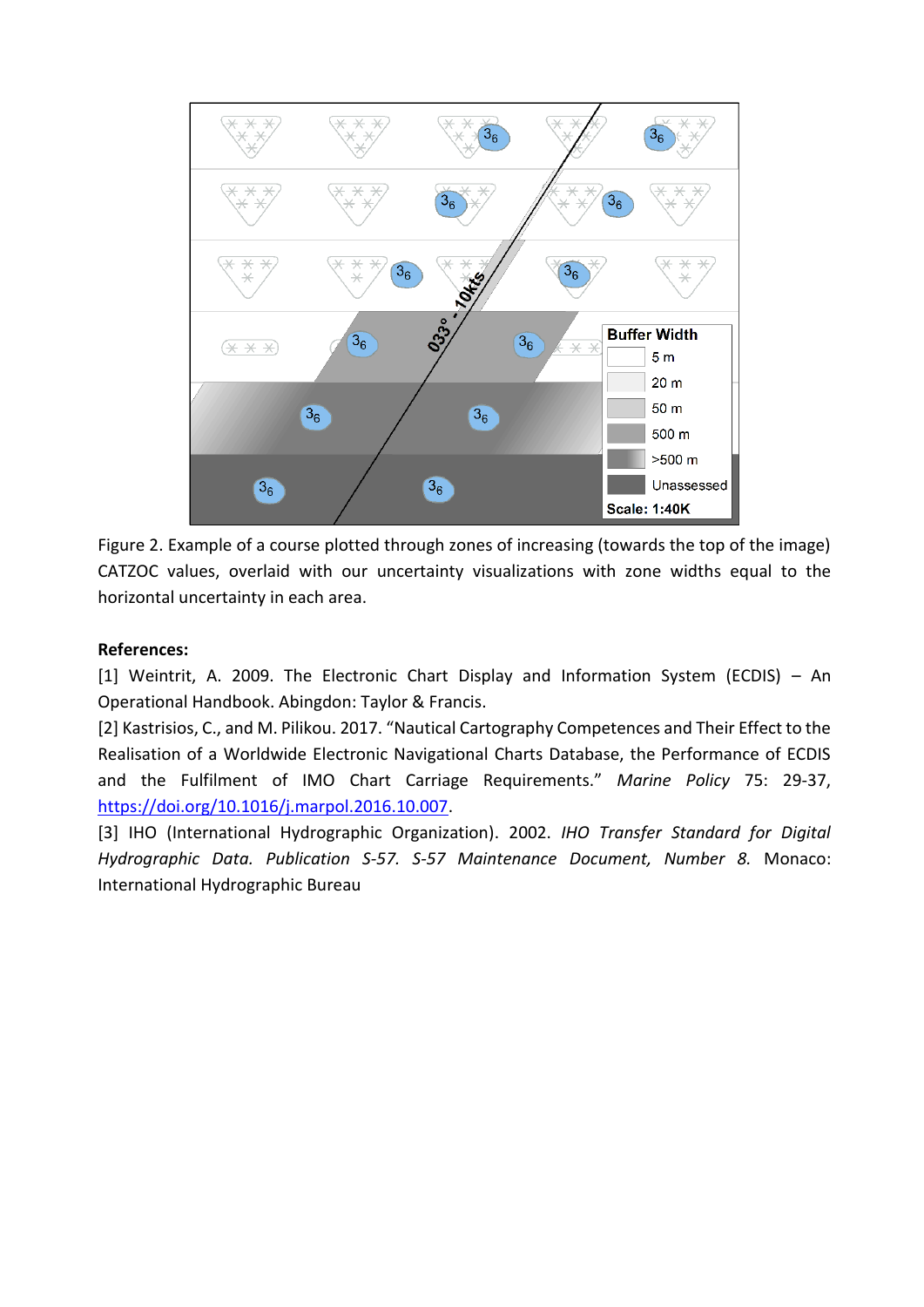033° - 10kts

Buffer Width
5 m
20 m
50 m
500 m
>500 m
Unassessed
Scale: 1:40K

Figure 2. Example of a course plotted through zones of increasing (towards the top of the image) CATZOC values, overlaid with our uncertainty visualizations with zone widths equal to the horizontal uncertainty in each area.

**References:**

[1] Weintrit, A. 2009. The Electronic Chart Display and Information System (ECDIS) – An Operational Handbook. Abingdon: Taylor & Francis.

[2] Kastrisios, C., and M. Pilikou. 2017. "Nautical Cartography Competences and Their Effect to the Realisation of a Worldwide Electronic Navigational Charts Database, the Performance of ECDIS and the Fulfilment of IMO Chart Carriage Requirements." *Marine Policy* 75: 29-37, https://doi.org/10.1016/j.marpol.2016.10.007.

[3] IHO (International Hydrographic Organization). 2002. *IHO Transfer Standard for Digital Hydrographic Data. Publication S-57. S-57 Maintenance Document, Number 8.* Monaco: International Hydrographic Bureau